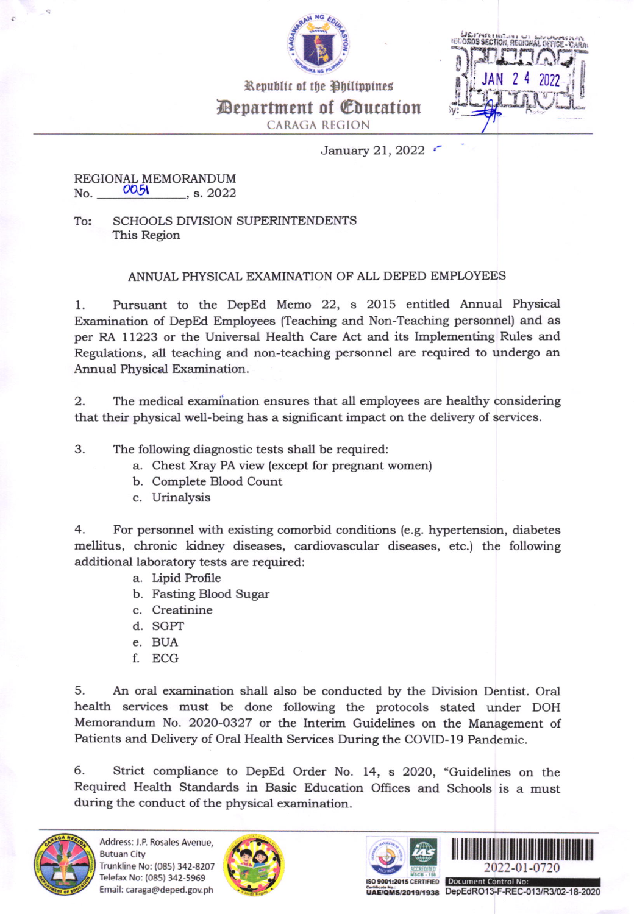Republic of the Philippines
**Department of Education**
CARAGA REGION

January 21, 2022

REGIONAL MEMORANDUM
No. 0051, s. 2022

To: SCHOOLS DIVISION SUPERINTENDENTS
This Region

ANNUAL PHYSICAL EXAMINATION OF ALL DEPED EMPLOYEES

1. Pursuant to the DepEd Memo 22, s 2015 entitled Annual Physical Examination of DepEd Employees (Teaching and Non-Teaching personnel) and as per RA 11223 or the Universal Health Care Act and its Implementing Rules and Regulations, all teaching and non-teaching personnel are required to undergo an Annual Physical Examination.

2. The medical examination ensures that all employees are healthy considering that their physical well-being has a significant impact on the delivery of services.

3. The following diagnostic tests shall be required:
   a. Chest Xray PA view (except for pregnant women)
   b. Complete Blood Count
   c. Urinalysis

4. For personnel with existing comorbid conditions (e.g. hypertension, diabetes mellitus, chronic kidney diseases, cardiovascular diseases, etc.) the following additional laboratory tests are required:
   a. Lipid Profile
   b. Fasting Blood Sugar
   c. Creatinine
   d. SGPT
   e. BUA
   f. ECG

5. An oral examination shall also be conducted by the Division Dentist. Oral health services must be done following the protocols stated under DOH Memorandum No. 2020-0327 or the Interim Guidelines on the Management of Patients and Delivery of Oral Health Services During the COVID-19 Pandemic.

6. Strict compliance to DepEd Order No. 14, s 2020, "Guidelines on the Required Health Standards in Basic Education Offices and Schools is a must during the conduct of the physical examination.

Address: J.P. Rosales Avenue, Butuan City
Trunkline No: (085) 342-8207
Telefax No: (085) 342-5969
Email: caraga@deped.gov.ph

ISO 9001:2015 CERTIFIED
UAE/QMS/2019/1938

2022-01-0720

Document Control No: DepEdRO13-F-REC-013/R3/02-18-2020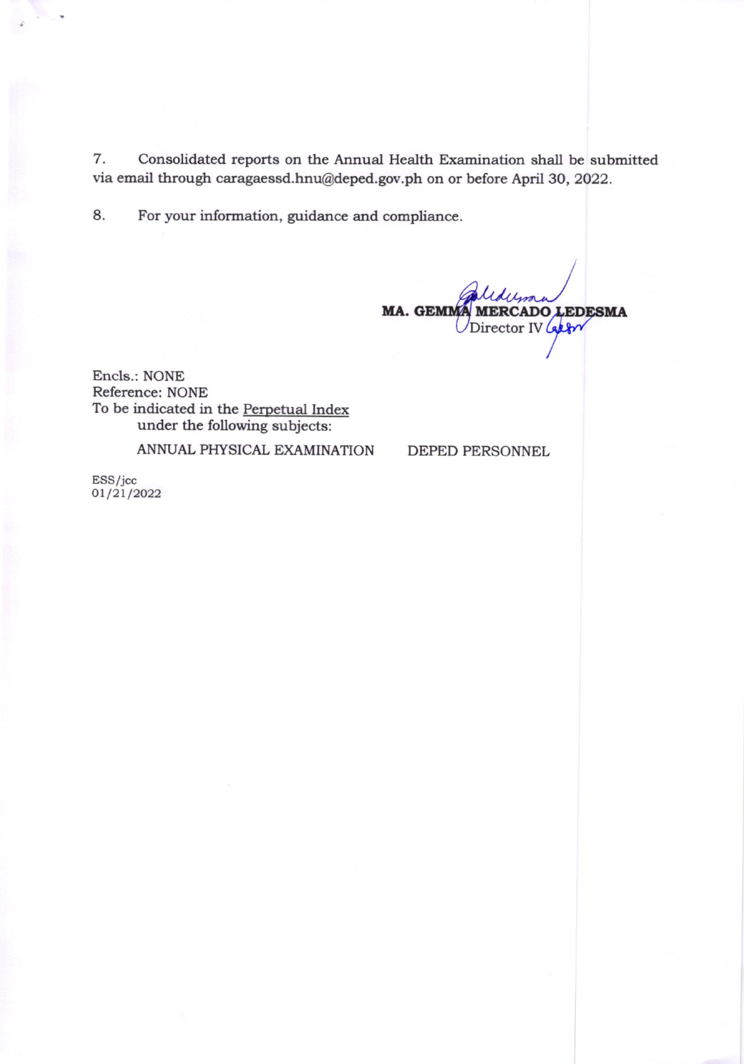7. Consolidated reports on the Annual Health Examination shall be submitted via email through caragaessd.hnu@deped.gov.ph on or before April 30, 2022.

8. For your information, guidance and compliance.

**MA. GEMMA MERCADO LEDESMA**
Director IV

Encls.: NONE
Reference: NONE
To be indicated in the Perpetual Index
under the following subjects:

ANNUAL PHYSICAL EXAMINATION DEPED PERSONNEL

ESS/jcc
01/21/2022